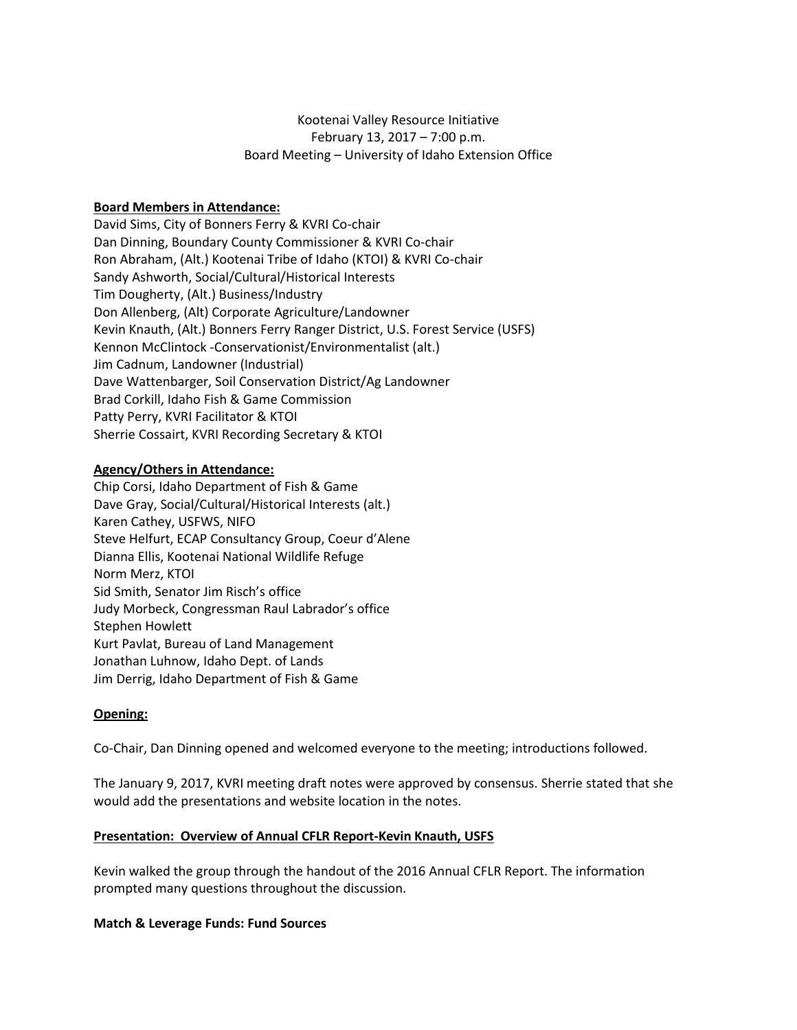Kootenai Valley Resource Initiative
February 13, 2017 – 7:00 p.m.
Board Meeting – University of Idaho Extension Office

**Board Members in Attendance:**

David Sims, City of Bonners Ferry & KVRI Co-chair
Dan Dinning, Boundary County Commissioner & KVRI Co-chair
Ron Abraham, (Alt.) Kootenai Tribe of Idaho (KTOI) & KVRI Co-chair
Sandy Ashworth, Social/Cultural/Historical Interests
Tim Dougherty, (Alt.) Business/Industry
Don Allenberg, (Alt) Corporate Agriculture/Landowner
Kevin Knauth, (Alt.) Bonners Ferry Ranger District, U.S. Forest Service (USFS)
Kennon McClintock -Conservationist/Environmentalist (alt.)
Jim Cadnum, Landowner (Industrial)
Dave Wattenbarger, Soil Conservation District/Ag Landowner
Brad Corkill, Idaho Fish & Game Commission
Patty Perry, KVRI Facilitator & KTOI
Sherrie Cossairt, KVRI Recording Secretary & KTOI

**Agency/Others in Attendance:**

Chip Corsi, Idaho Department of Fish & Game
Dave Gray, Social/Cultural/Historical Interests (alt.)
Karen Cathey, USFWS, NIFO
Steve Helfurt, ECAP Consultancy Group, Coeur d'Alene
Dianna Ellis, Kootenai National Wildlife Refuge
Norm Merz, KTOI
Sid Smith, Senator Jim Risch's office
Judy Morbeck, Congressman Raul Labrador's office
Stephen Howlett
Kurt Pavlat, Bureau of Land Management
Jonathan Luhnow, Idaho Dept. of Lands
Jim Derrig, Idaho Department of Fish & Game

**Opening:**

Co-Chair, Dan Dinning opened and welcomed everyone to the meeting; introductions followed.

The January 9, 2017, KVRI meeting draft notes were approved by consensus. Sherrie stated that she would add the presentations and website location in the notes.

**Presentation: Overview of Annual CFLR Report-Kevin Knauth, USFS**

Kevin walked the group through the handout of the 2016 Annual CFLR Report. The information prompted many questions throughout the discussion.

**Match & Leverage Funds: Fund Sources**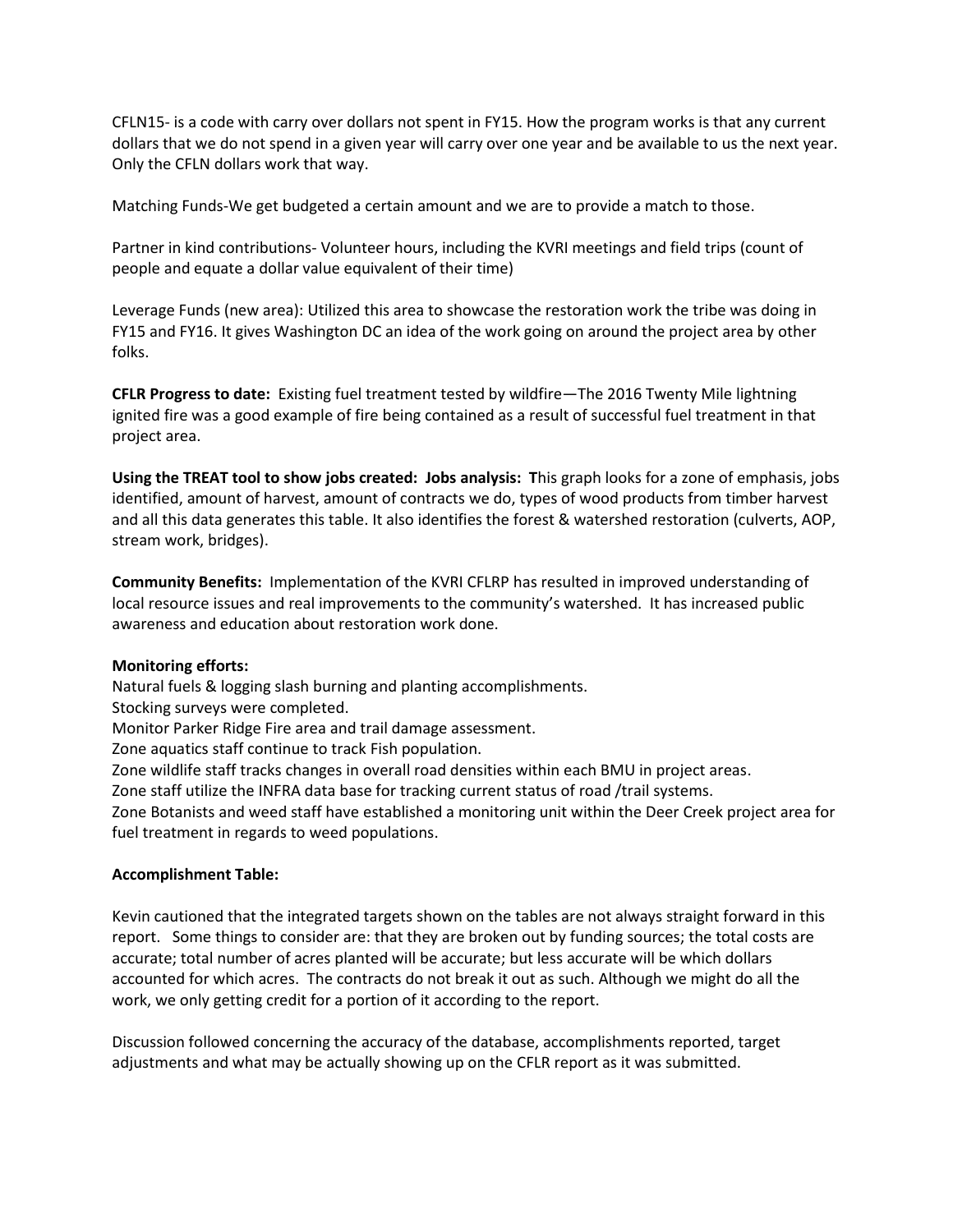CFLN15- is a code with carry over dollars not spent in FY15. How the program works is that any current dollars that we do not spend in a given year will carry over one year and be available to us the next year. Only the CFLN dollars work that way.

Matching Funds-We get budgeted a certain amount and we are to provide a match to those.

Partner in kind contributions- Volunteer hours, including the KVRI meetings and field trips (count of people and equate a dollar value equivalent of their time)

Leverage Funds (new area): Utilized this area to showcase the restoration work the tribe was doing in FY15 and FY16. It gives Washington DC an idea of the work going on around the project area by other folks.

**CFLR Progress to date:** Existing fuel treatment tested by wildfire—The 2016 Twenty Mile lightning ignited fire was a good example of fire being contained as a result of successful fuel treatment in that project area.

**Using the TREAT tool to show jobs created: Jobs analysis: T**his graph looks for a zone of emphasis, jobs identified, amount of harvest, amount of contracts we do, types of wood products from timber harvest and all this data generates this table. It also identifies the forest & watershed restoration (culverts, AOP, stream work, bridges).

**Community Benefits:** Implementation of the KVRI CFLRP has resulted in improved understanding of local resource issues and real improvements to the community's watershed. It has increased public awareness and education about restoration work done.

**Monitoring efforts:**

Natural fuels & logging slash burning and planting accomplishments.
Stocking surveys were completed.
Monitor Parker Ridge Fire area and trail damage assessment.
Zone aquatics staff continue to track Fish population.
Zone wildlife staff tracks changes in overall road densities within each BMU in project areas.
Zone staff utilize the INFRA data base for tracking current status of road /trail systems.
Zone Botanists and weed staff have established a monitoring unit within the Deer Creek project area for fuel treatment in regards to weed populations.

**Accomplishment Table:**

Kevin cautioned that the integrated targets shown on the tables are not always straight forward in this report. Some things to consider are: that they are broken out by funding sources; the total costs are accurate; total number of acres planted will be accurate; but less accurate will be which dollars accounted for which acres. The contracts do not break it out as such. Although we might do all the work, we only getting credit for a portion of it according to the report.

Discussion followed concerning the accuracy of the database, accomplishments reported, target adjustments and what may be actually showing up on the CFLR report as it was submitted.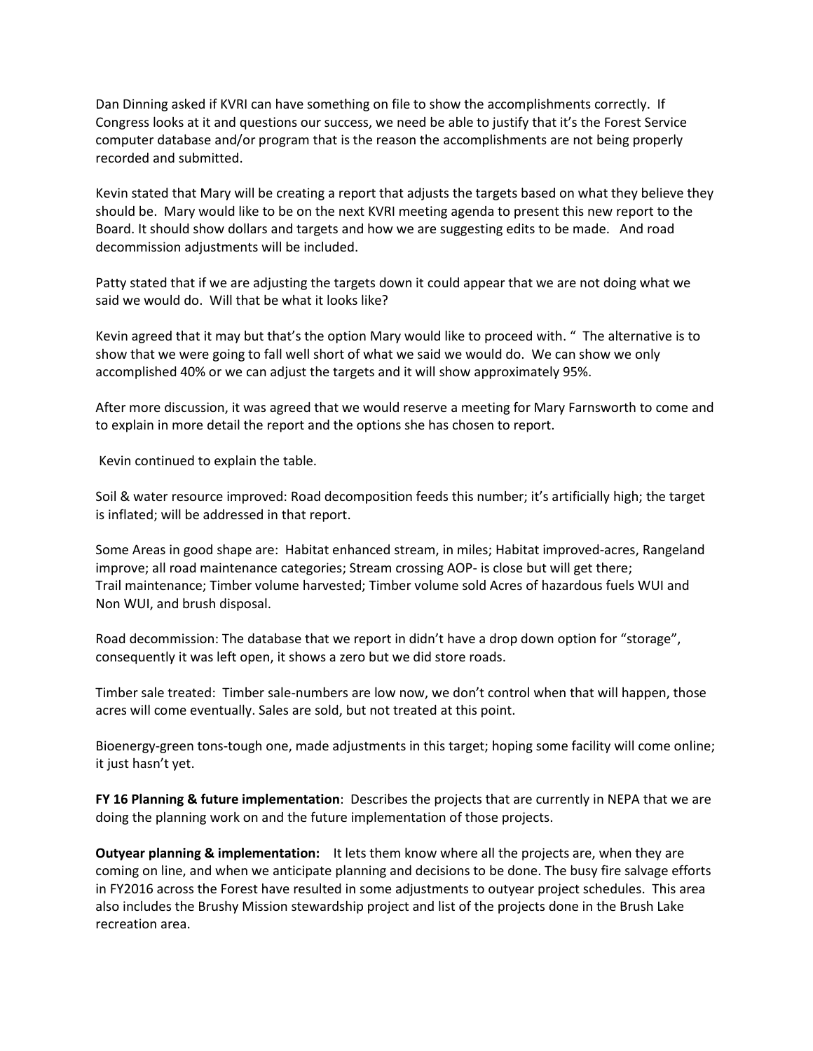Dan Dinning asked if KVRI can have something on file to show the accomplishments correctly. If Congress looks at it and questions our success, we need be able to justify that it's the Forest Service computer database and/or program that is the reason the accomplishments are not being properly recorded and submitted.

Kevin stated that Mary will be creating a report that adjusts the targets based on what they believe they should be. Mary would like to be on the next KVRI meeting agenda to present this new report to the Board. It should show dollars and targets and how we are suggesting edits to be made. And road decommission adjustments will be included.

Patty stated that if we are adjusting the targets down it could appear that we are not doing what we said we would do. Will that be what it looks like?

Kevin agreed that it may but that's the option Mary would like to proceed with. " The alternative is to show that we were going to fall well short of what we said we would do. We can show we only accomplished 40% or we can adjust the targets and it will show approximately 95%.

After more discussion, it was agreed that we would reserve a meeting for Mary Farnsworth to come and to explain in more detail the report and the options she has chosen to report.

Kevin continued to explain the table.

Soil & water resource improved: Road decomposition feeds this number; it's artificially high; the target is inflated; will be addressed in that report.

Some Areas in good shape are: Habitat enhanced stream, in miles; Habitat improved-acres, Rangeland improve; all road maintenance categories; Stream crossing AOP- is close but will get there; Trail maintenance; Timber volume harvested; Timber volume sold Acres of hazardous fuels WUI and Non WUI, and brush disposal.

Road decommission: The database that we report in didn't have a drop down option for "storage", consequently it was left open, it shows a zero but we did store roads.

Timber sale treated: Timber sale-numbers are low now, we don't control when that will happen, those acres will come eventually. Sales are sold, but not treated at this point.

Bioenergy-green tons-tough one, made adjustments in this target; hoping some facility will come online; it just hasn't yet.

**FY 16 Planning & future implementation**: Describes the projects that are currently in NEPA that we are doing the planning work on and the future implementation of those projects.

**Outyear planning & implementation:** It lets them know where all the projects are, when they are coming on line, and when we anticipate planning and decisions to be done. The busy fire salvage efforts in FY2016 across the Forest have resulted in some adjustments to outyear project schedules. This area also includes the Brushy Mission stewardship project and list of the projects done in the Brush Lake recreation area.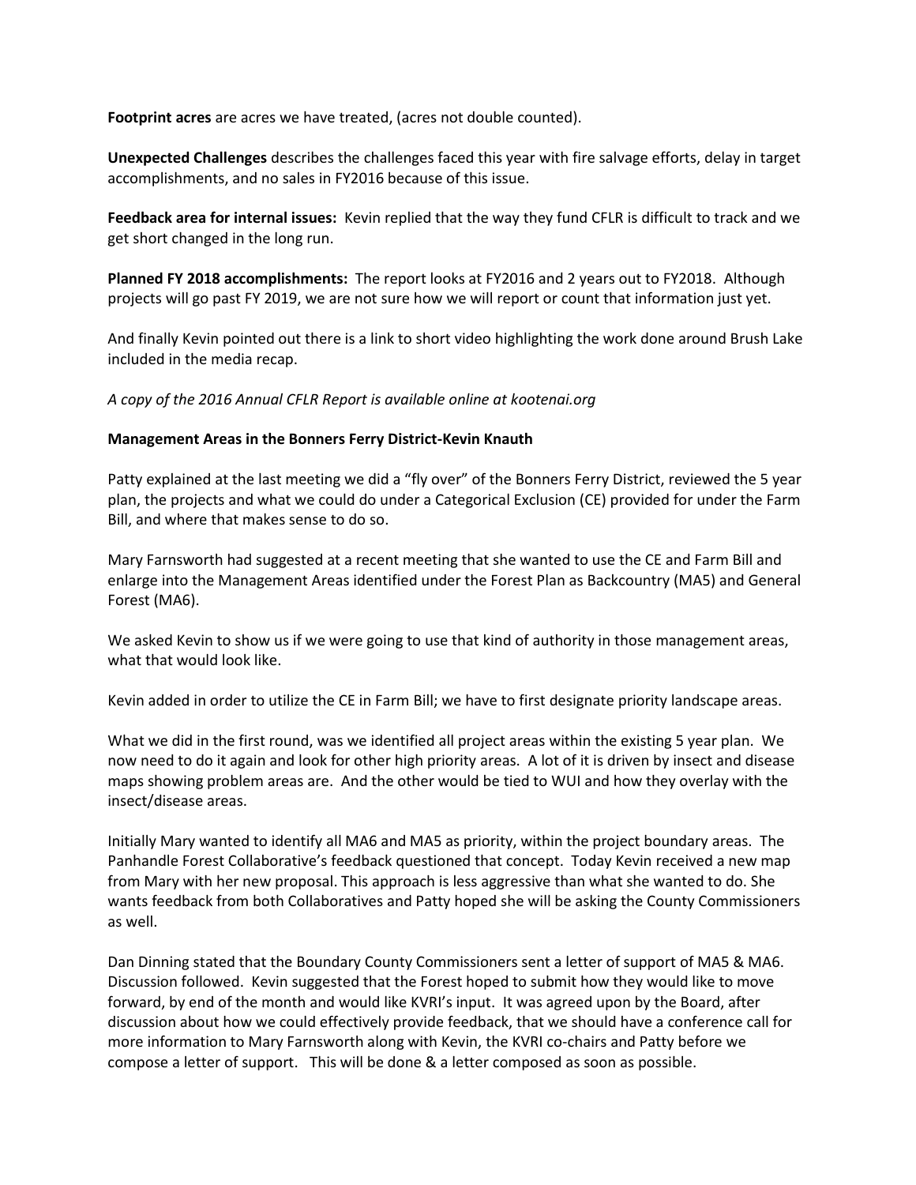**Footprint acres** are acres we have treated, (acres not double counted).

**Unexpected Challenges** describes the challenges faced this year with fire salvage efforts, delay in target accomplishments, and no sales in FY2016 because of this issue.

**Feedback area for internal issues:** Kevin replied that the way they fund CFLR is difficult to track and we get short changed in the long run.

**Planned FY 2018 accomplishments:** The report looks at FY2016 and 2 years out to FY2018. Although projects will go past FY 2019, we are not sure how we will report or count that information just yet.

And finally Kevin pointed out there is a link to short video highlighting the work done around Brush Lake included in the media recap.

*A copy of the 2016 Annual CFLR Report is available online at kootenai.org*

**Management Areas in the Bonners Ferry District-Kevin Knauth**

Patty explained at the last meeting we did a "fly over" of the Bonners Ferry District, reviewed the 5 year plan, the projects and what we could do under a Categorical Exclusion (CE) provided for under the Farm Bill, and where that makes sense to do so.

Mary Farnsworth had suggested at a recent meeting that she wanted to use the CE and Farm Bill and enlarge into the Management Areas identified under the Forest Plan as Backcountry (MA5) and General Forest (MA6).

We asked Kevin to show us if we were going to use that kind of authority in those management areas, what that would look like.

Kevin added in order to utilize the CE in Farm Bill; we have to first designate priority landscape areas.

What we did in the first round, was we identified all project areas within the existing 5 year plan. We now need to do it again and look for other high priority areas. A lot of it is driven by insect and disease maps showing problem areas are. And the other would be tied to WUI and how they overlay with the insect/disease areas.

Initially Mary wanted to identify all MA6 and MA5 as priority, within the project boundary areas. The Panhandle Forest Collaborative's feedback questioned that concept. Today Kevin received a new map from Mary with her new proposal. This approach is less aggressive than what she wanted to do. She wants feedback from both Collaboratives and Patty hoped she will be asking the County Commissioners as well.

Dan Dinning stated that the Boundary County Commissioners sent a letter of support of MA5 & MA6. Discussion followed. Kevin suggested that the Forest hoped to submit how they would like to move forward, by end of the month and would like KVRI's input. It was agreed upon by the Board, after discussion about how we could effectively provide feedback, that we should have a conference call for more information to Mary Farnsworth along with Kevin, the KVRI co-chairs and Patty before we compose a letter of support. This will be done & a letter composed as soon as possible.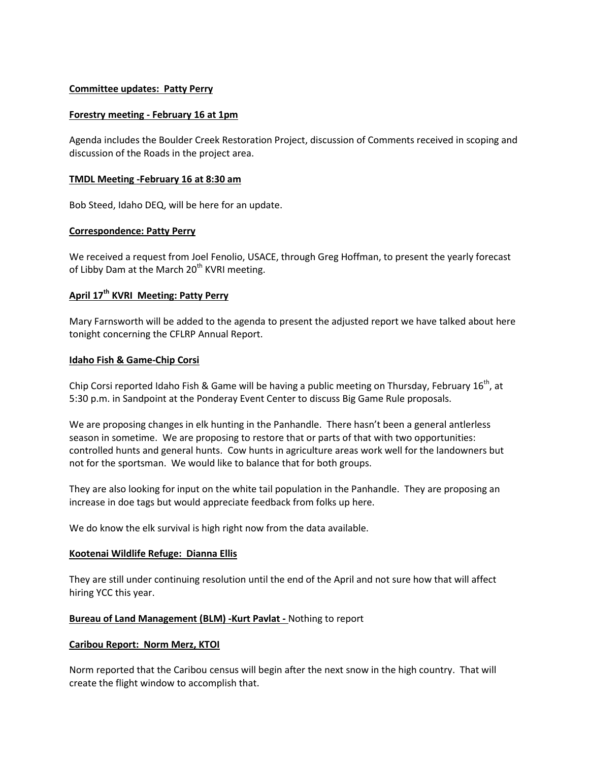**Committee updates: Patty Perry**

**Forestry meeting - February 16 at 1pm**

Agenda includes the Boulder Creek Restoration Project, discussion of Comments received in scoping and discussion of the Roads in the project area.

**TMDL Meeting -February 16 at 8:30 am**

Bob Steed, Idaho DEQ, will be here for an update.

**Correspondence: Patty Perry**

We received a request from Joel Fenolio, USACE, through Greg Hoffman, to present the yearly forecast of Libby Dam at the March 20th KVRI meeting.

**April 17th KVRI Meeting: Patty Perry**

Mary Farnsworth will be added to the agenda to present the adjusted report we have talked about here tonight concerning the CFLRP Annual Report.

**Idaho Fish & Game-Chip Corsi**

Chip Corsi reported Idaho Fish & Game will be having a public meeting on Thursday, February 16th, at 5:30 p.m. in Sandpoint at the Ponderay Event Center to discuss Big Game Rule proposals.

We are proposing changes in elk hunting in the Panhandle. There hasn't been a general antlerless season in sometime. We are proposing to restore that or parts of that with two opportunities: controlled hunts and general hunts. Cow hunts in agriculture areas work well for the landowners but not for the sportsman. We would like to balance that for both groups.

They are also looking for input on the white tail population in the Panhandle. They are proposing an increase in doe tags but would appreciate feedback from folks up here.

We do know the elk survival is high right now from the data available.

**Kootenai Wildlife Refuge: Dianna Ellis**

They are still under continuing resolution until the end of the April and not sure how that will affect hiring YCC this year.

**Bureau of Land Management (BLM) -Kurt Pavlat -** Nothing to report

**Caribou Report: Norm Merz, KTOI**

Norm reported that the Caribou census will begin after the next snow in the high country. That will create the flight window to accomplish that.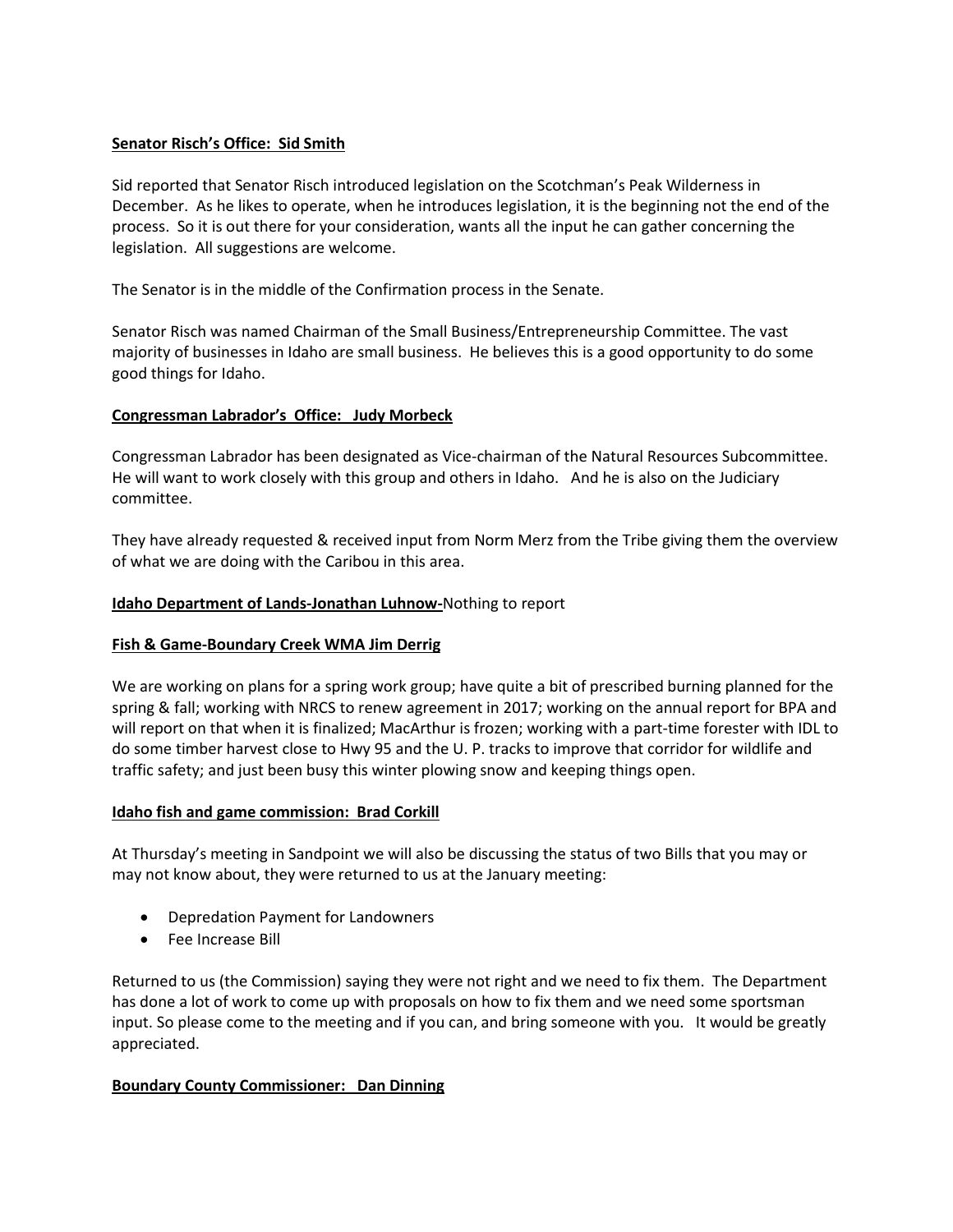**Senator Risch's Office: Sid Smith**

Sid reported that Senator Risch introduced legislation on the Scotchman's Peak Wilderness in December. As he likes to operate, when he introduces legislation, it is the beginning not the end of the process. So it is out there for your consideration, wants all the input he can gather concerning the legislation. All suggestions are welcome.

The Senator is in the middle of the Confirmation process in the Senate.

Senator Risch was named Chairman of the Small Business/Entrepreneurship Committee. The vast majority of businesses in Idaho are small business. He believes this is a good opportunity to do some good things for Idaho.

**Congressman Labrador's Office: Judy Morbeck**

Congressman Labrador has been designated as Vice-chairman of the Natural Resources Subcommittee. He will want to work closely with this group and others in Idaho. And he is also on the Judiciary committee.

They have already requested & received input from Norm Merz from the Tribe giving them the overview of what we are doing with the Caribou in this area.

**Idaho Department of Lands-Jonathan Luhnow-**Nothing to report

**Fish & Game-Boundary Creek WMA Jim Derrig**

We are working on plans for a spring work group; have quite a bit of prescribed burning planned for the spring & fall; working with NRCS to renew agreement in 2017; working on the annual report for BPA and will report on that when it is finalized; MacArthur is frozen; working with a part-time forester with IDL to do some timber harvest close to Hwy 95 and the U. P. tracks to improve that corridor for wildlife and traffic safety; and just been busy this winter plowing snow and keeping things open.

**Idaho fish and game commission: Brad Corkill**

At Thursday's meeting in Sandpoint we will also be discussing the status of two Bills that you may or may not know about, they were returned to us at the January meeting:

- Depredation Payment for Landowners
- Fee Increase Bill

Returned to us (the Commission) saying they were not right and we need to fix them. The Department has done a lot of work to come up with proposals on how to fix them and we need some sportsman input. So please come to the meeting and if you can, and bring someone with you. It would be greatly appreciated.

**Boundary County Commissioner: Dan Dinning**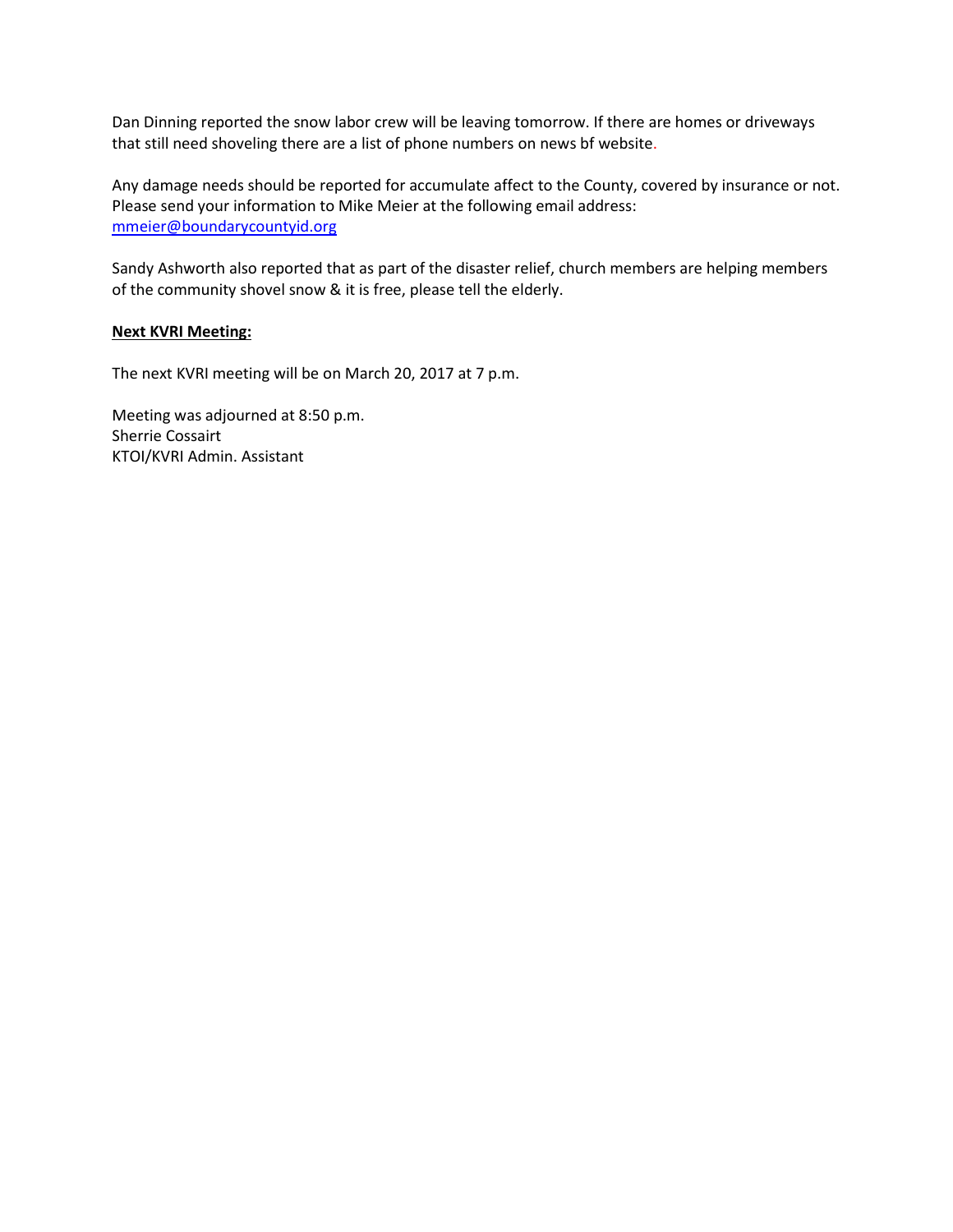Dan Dinning reported the snow labor crew will be leaving tomorrow. If there are homes or driveways that still need shoveling there are a list of phone numbers on news bf website.

Any damage needs should be reported for accumulate affect to the County, covered by insurance or not. Please send your information to Mike Meier at the following email address: mmeier@boundarycountyid.org

Sandy Ashworth also reported that as part of the disaster relief, church members are helping members of the community shovel snow & it is free, please tell the elderly.

**Next KVRI Meeting:**

The next KVRI meeting will be on March 20, 2017 at 7 p.m.

Meeting was adjourned at 8:50 p.m.
Sherrie Cossairt
KTOI/KVRI Admin. Assistant